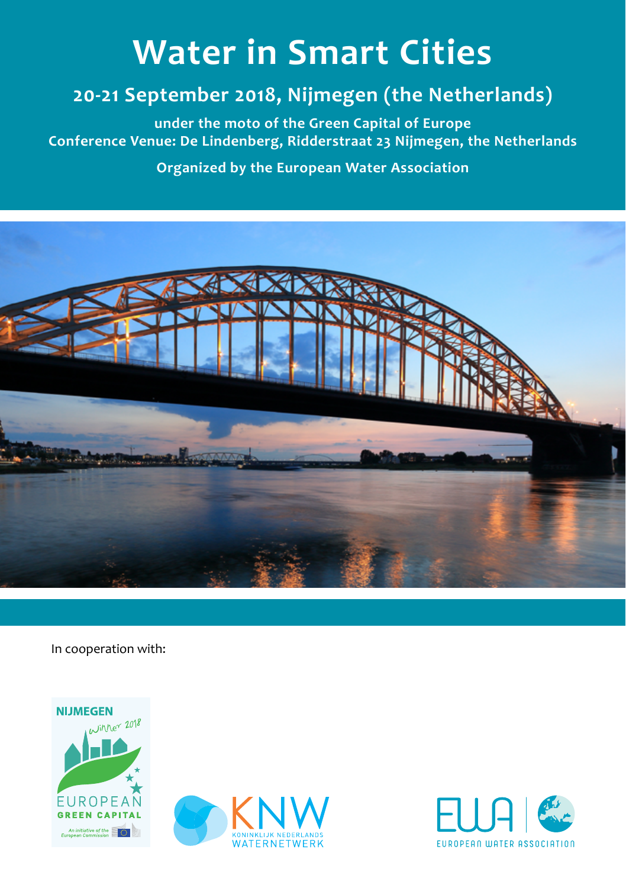# Water in Smart Cities

## 20-21 September 2018, Nijmegen (the Netherlands)

**under the moto of the Green Capital of Europe**
**Conference Venue: De Lindenberg, Ridderstraat 23 Nijmegen, the Netherlands**

**Organized by the European Water Association**

In cooperation with:

NIJMEGEN winner 2018 EUROPEAN GREEN CAPITAL An initiative of the European Commission

KNW KONINKLIJK NEDERLANDS WATERNETWERK

EWA EUROPEAN WATER ASSOCIATION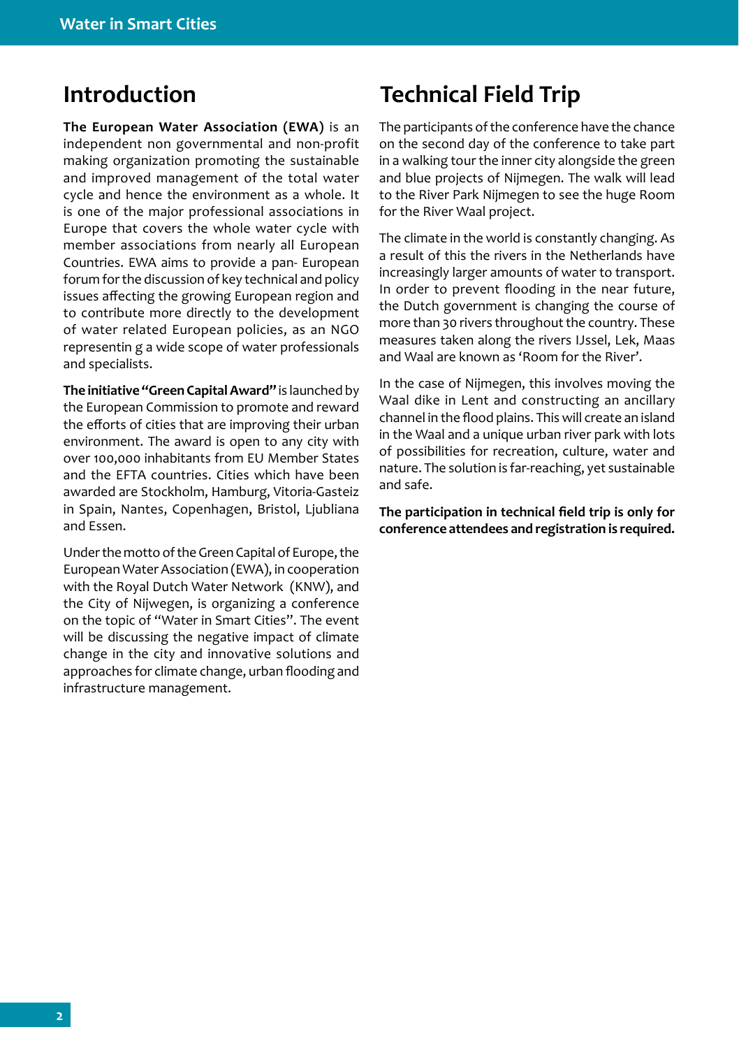## Introduction

**The European Water Association (EWA)** is an independent non governmental and non-profit making organization promoting the sustainable and improved management of the total water cycle and hence the environment as a whole. It is one of the major professional associations in Europe that covers the whole water cycle with member associations from nearly all European Countries. EWA aims to provide a pan- European forum for the discussion of key technical and policy issues affecting the growing European region and to contribute more directly to the development of water related European policies, as an NGO representin g a wide scope of water professionals and specialists.

**The initiative "Green Capital Award"** is launched by the European Commission to promote and reward the efforts of cities that are improving their urban environment. The award is open to any city with over 100,000 inhabitants from EU Member States and the EFTA countries. Cities which have been awarded are Stockholm, Hamburg, Vitoria-Gasteiz in Spain, Nantes, Copenhagen, Bristol, Ljubliana and Essen.

Under the motto of the Green Capital of Europe, the European Water Association (EWA), in cooperation with the Royal Dutch Water Network (KNW), and the City of Nijwegen, is organizing a conference on the topic of "Water in Smart Cities". The event will be discussing the negative impact of climate change in the city and innovative solutions and approaches for climate change, urban flooding and infrastructure management.

## Technical Field Trip

The participants of the conference have the chance on the second day of the conference to take part in a walking tour the inner city alongside the green and blue projects of Nijmegen. The walk will lead to the River Park Nijmegen to see the huge Room for the River Waal project.

The climate in the world is constantly changing. As a result of this the rivers in the Netherlands have increasingly larger amounts of water to transport. In order to prevent flooding in the near future, the Dutch government is changing the course of more than 30 rivers throughout the country. These measures taken along the rivers IJssel, Lek, Maas and Waal are known as 'Room for the River'.

In the case of Nijmegen, this involves moving the Waal dike in Lent and constructing an ancillary channel in the flood plains. This will create an island in the Waal and a unique urban river park with lots of possibilities for recreation, culture, water and nature. The solution is far-reaching, yet sustainable and safe.

**The participation in technical field trip is only for conference attendees and registration is required.**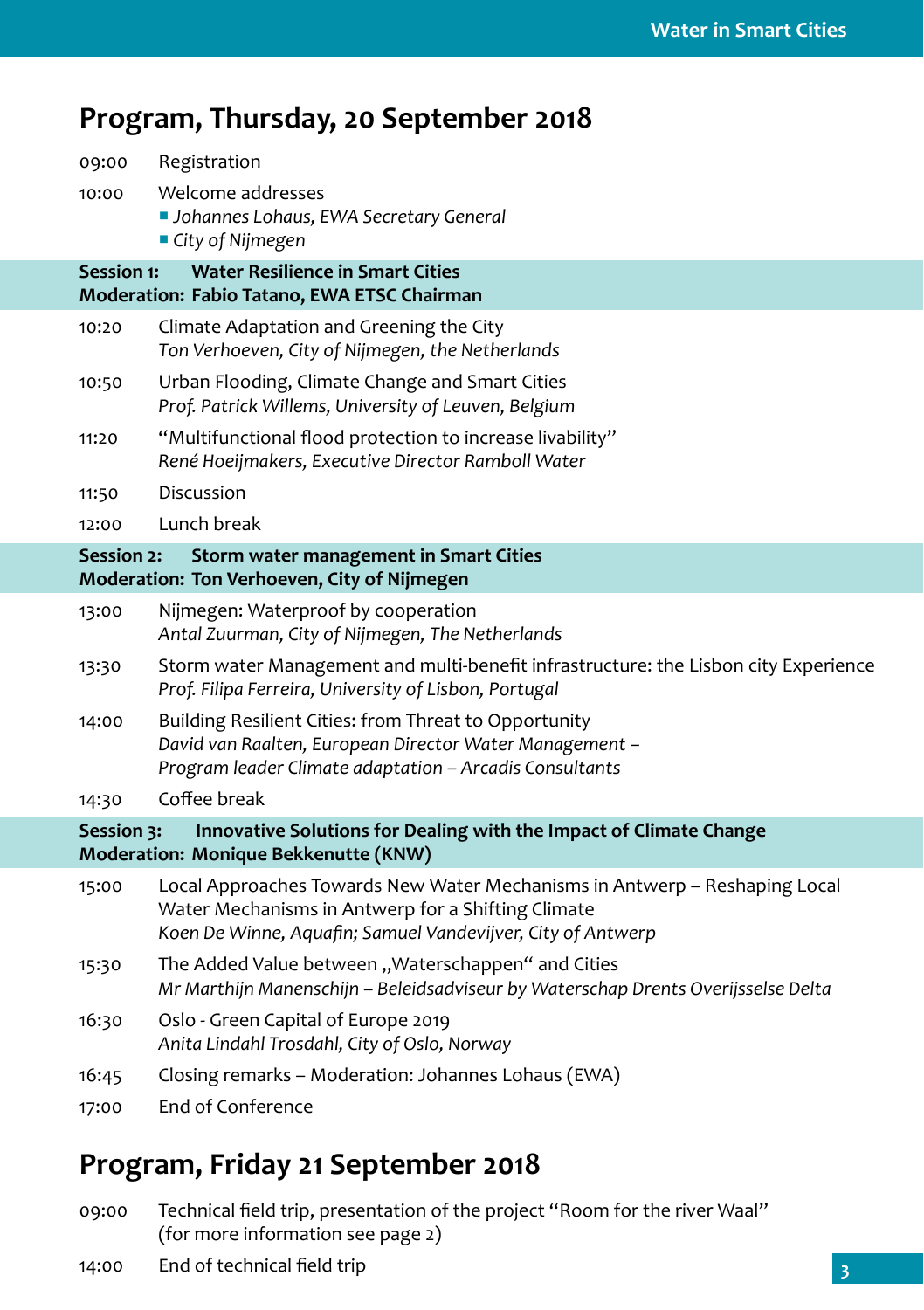## Program, Thursday, 20 September 2018

09:00 Registration

10:00 Welcome addresses
- *Johannes Lohaus, EWA Secretary General*
- *City of Nijmegen*

**Session 1: Water Resilience in Smart Cities**
**Moderation: Fabio Tatano, EWA ETSC Chairman**

10:20 Climate Adaptation and Greening the City
*Ton Verhoeven, City of Nijmegen, the Netherlands*

10:50 Urban Flooding, Climate Change and Smart Cities
*Prof. Patrick Willems, University of Leuven, Belgium*

11:20 "Multifunctional flood protection to increase livability"
*René Hoeijmakers, Executive Director Ramboll Water*

11:50 Discussion

12:00 Lunch break

**Session 2: Storm water management in Smart Cities**
**Moderation: Ton Verhoeven, City of Nijmegen**

13:00 Nijmegen: Waterproof by cooperation
*Antal Zuurman, City of Nijmegen, The Netherlands*

13:30 Storm water Management and multi-benefit infrastructure: the Lisbon city Experience
*Prof. Filipa Ferreira, University of Lisbon, Portugal*

14:00 Building Resilient Cities: from Threat to Opportunity
*David van Raalten, European Director Water Management –*
*Program leader Climate adaptation – Arcadis Consultants*

14:30 Coffee break

**Session 3: Innovative Solutions for Dealing with the Impact of Climate Change**
**Moderation: Monique Bekkenutte (KNW)**

15:00 Local Approaches Towards New Water Mechanisms in Antwerp – Reshaping Local Water Mechanisms in Antwerp for a Shifting Climate
*Koen De Winne, Aquafin; Samuel Vandevijver, City of Antwerp*

15:30 The Added Value between „Waterschappen" and Cities
*Mr Marthijn Manenschijn – Beleidsadviseur by Waterschap Drents Overijsselse Delta*

16:30 Oslo - Green Capital of Europe 2019
*Anita Lindahl Trosdahl, City of Oslo, Norway*

16:45 Closing remarks – Moderation: Johannes Lohaus (EWA)

17:00 End of Conference

## Program, Friday 21 September 2018

09:00 Technical field trip, presentation of the project "Room for the river Waal"
(for more information see page 2)

14:00 End of technical field trip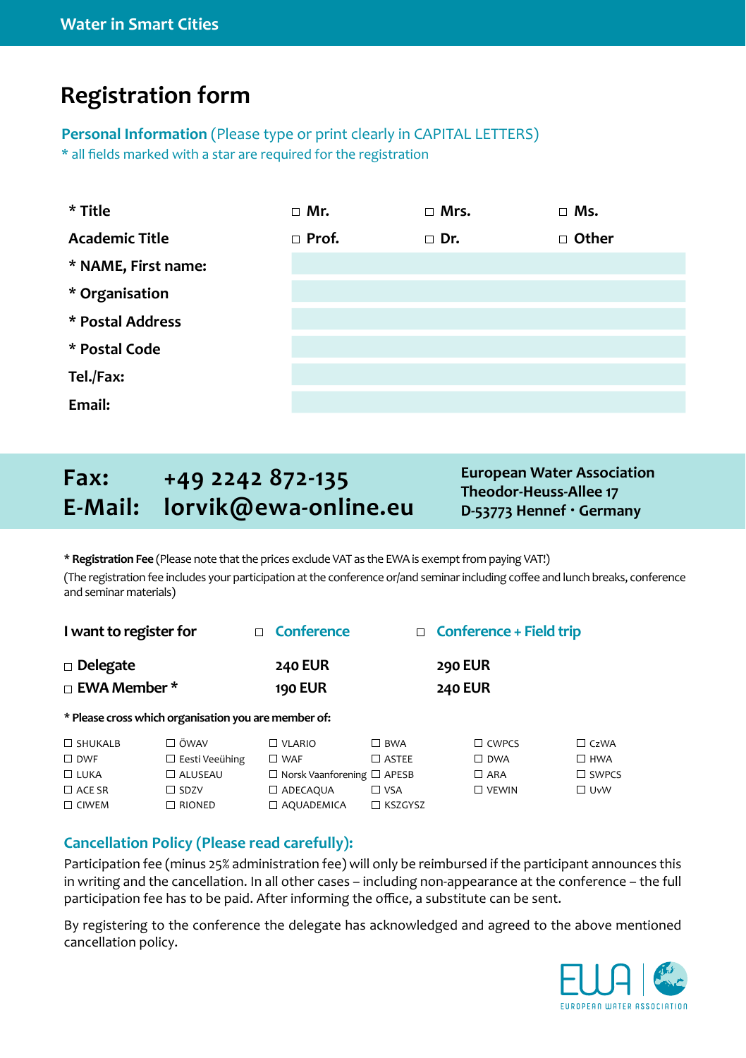# Registration form

**Personal Information** (Please type or print clearly in CAPITAL LETTERS)
* all fields marked with a star are required for the registration

| | | | |
|---|---|---|---|
| * Title | ☐ Mr. | ☐ Mrs. | ☐ Ms. |
| Academic Title | ☐ Prof. | ☐ Dr. | ☐ Other |
| * NAME, First name: | | | |
| * Organisation | | | |
| * Postal Address | | | |
| * Postal Code | | | |
| Tel./Fax: | | | |
| Email: | | | |

**Fax:** +49 2242 872-135
**E-Mail:** lorvik@ewa-online.eu

**European Water Association**
**Theodor-Heuss-Allee 17**
**D-53773 Hennef · Germany**

**\* Registration Fee** (Please note that the prices exclude VAT as the EWA is exempt from paying VAT!)
(The registration fee includes your participation at the conference or/and seminar including coffee and lunch breaks, conference and seminar materials)

| I want to register for | ☐ Conference | ☐ Conference + Field trip |
|---|---|---|
| ☐ Delegate | 240 EUR | 290 EUR |
| ☐ EWA Member * | 190 EUR | 240 EUR |

**\* Please cross which organisation you are member of:**

| | | | | | |
|---|---|---|---|---|---|
| ☐ SHUKALB | ☐ ÖWAV | ☐ VLARIO | ☐ BWA | ☐ CWPCS | ☐ CzWA |
| ☐ DWF | ☐ Eesti Veeühing | ☐ WAF | ☐ ASTEE | ☐ DWA | ☐ HWA |
| ☐ LUKA | ☐ ALUSEAU | ☐ Norsk Vaanforening | ☐ APESB | ☐ ARA | ☐ SWPCS |
| ☐ ACE SR | ☐ SDZV | ☐ ADECAQUA | ☐ VSA | ☐ VEWIN | ☐ UvW |
| ☐ CIWEM | ☐ RIONED | ☐ AQUADEMICA | ☐ KSZGYSZ | | |

## Cancellation Policy (Please read carefully):

Participation fee (minus 25% administration fee) will only be reimbursed if the participant announces this in writing and the cancellation. In all other cases – including non-appearance at the conference – the full participation fee has to be paid. After informing the office, a substitute can be sent.

By registering to the conference the delegate has acknowledged and agreed to the above mentioned cancellation policy.

EWA
EUROPEAN WATER ASSOCIATION